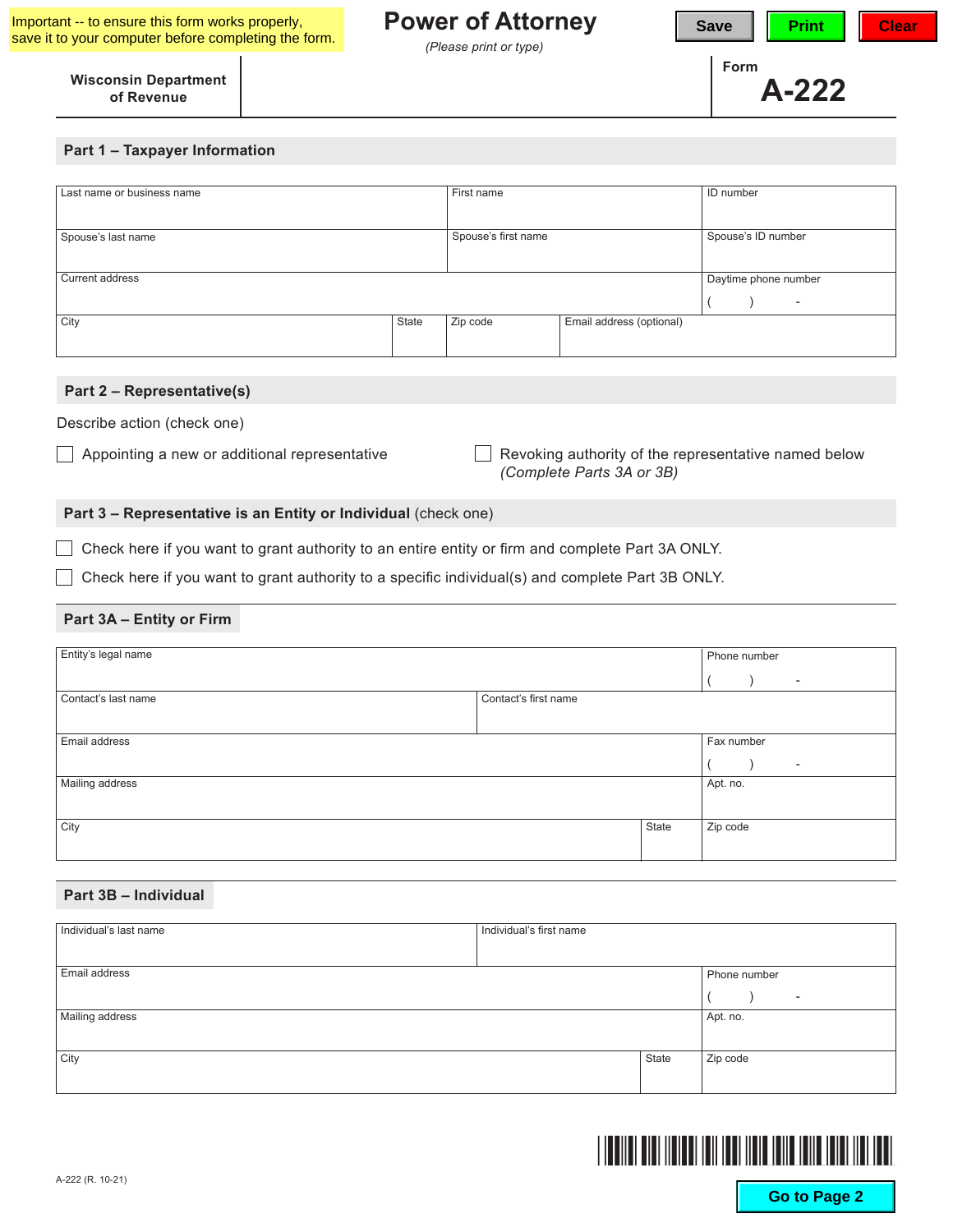Important -- to ensure this form works properly, save it to your computer before completing the form.

# Power of Attorney

*(Please print or type)*

Save | Print | Clear

**Wisconsin Department of Revenue**

Form **A-222**

## Part 1 – Taxpayer Information

| Last name or business name | | First name | | ID number |
|---|---|---|---|---|
| Spouse's last name | | Spouse's first name | | Spouse's ID number |
| Current address | | | | Daytime phone number ( ) - |
| City | State | Zip code | Email address (optional) | |

## Part 2 – Representative(s)

Describe action (check one)

☐ Appointing a new or additional representative

☐ Revoking authority of the representative named below *(Complete Parts 3A or 3B)*

## Part 3 – Representative is an Entity or Individual (check one)

☐ Check here if you want to grant authority to an entire entity or firm and complete Part 3A ONLY.

☐ Check here if you want to grant authority to a specific individual(s) and complete Part 3B ONLY.

### Part 3A – Entity or Firm

| Entity's legal name | | Phone number ( ) - |
|---|---|---|
| Contact's last name | Contact's first name | |
| Email address | | Fax number ( ) - |
| Mailing address | | Apt. no. |
| City | State | Zip code |

### Part 3B – Individual

| Individual's last name | Individual's first name | |
|---|---|---|
| Email address | | Phone number ( ) - |
| Mailing address | | Apt. no. |
| City | State | Zip code |

A-222 (R. 10-21)

Go to Page 2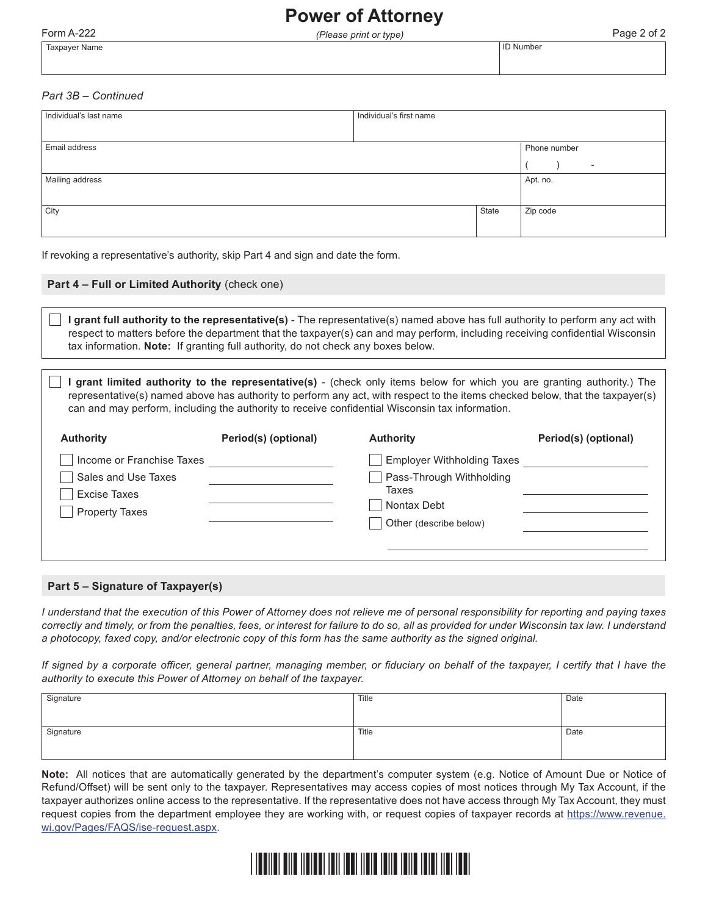# Power of Attorney

Form A-222

*(Please print or type)*

| Taxpayer Name | ID Number |
|---|---|
| | |

*Part 3B – Continued*

| Individual's last name | Individual's first name |
|---|---|
| | |

| Email address | Phone number |
|---|---|
| | ( ) - |

| Mailing address | Apt. no. |
|---|---|
| | |

| City | State | Zip code |
|---|---|---|
| | | |

If revoking a representative's authority, skip Part 4 and sign and date the form.

## Part 4 – Full or Limited Authority (check one)

☐ **I grant full authority to the representative(s)** - The representative(s) named above has full authority to perform any act with respect to matters before the department that the taxpayer(s) can and may perform, including receiving confidential Wisconsin tax information. **Note:** If granting full authority, do not check any boxes below.

☐ **I grant limited authority to the representative(s)** - (check only items below for which you are granting authority.) The representative(s) named above has authority to perform any act, with respect to the items checked below, that the taxpayer(s) can and may perform, including the authority to receive confidential Wisconsin tax information.

| Authority | Period(s) (optional) | Authority | Period(s) (optional) |
|---|---|---|---|
| ☐ Income or Franchise Taxes | | ☐ Employer Withholding Taxes | |
| ☐ Sales and Use Taxes | | ☐ Pass-Through Withholding Taxes | |
| ☐ Excise Taxes | | ☐ Nontax Debt | |
| ☐ Property Taxes | | ☐ Other (describe below) | |

## Part 5 – Signature of Taxpayer(s)

*I understand that the execution of this Power of Attorney does not relieve me of personal responsibility for reporting and paying taxes correctly and timely, or from the penalties, fees, or interest for failure to do so, all as provided for under Wisconsin tax law. I understand a photocopy, faxed copy, and/or electronic copy of this form has the same authority as the signed original.*

*If signed by a corporate officer, general partner, managing member, or fiduciary on behalf of the taxpayer, I certify that I have the authority to execute this Power of Attorney on behalf of the taxpayer.*

| Signature | Title | Date |
|---|---|---|
| | | |
| Signature | Title | Date |
| | | |

**Note:** All notices that are automatically generated by the department's computer system (e.g. Notice of Amount Due or Notice of Refund/Offset) will be sent only to the taxpayer. Representatives may access copies of most notices through My Tax Account, if the taxpayer authorizes online access to the representative. If the representative does not have access through My Tax Account, they must request copies from the department employee they are working with, or request copies of taxpayer records at https://www.revenue.wi.gov/Pages/FAQS/ise-request.aspx.